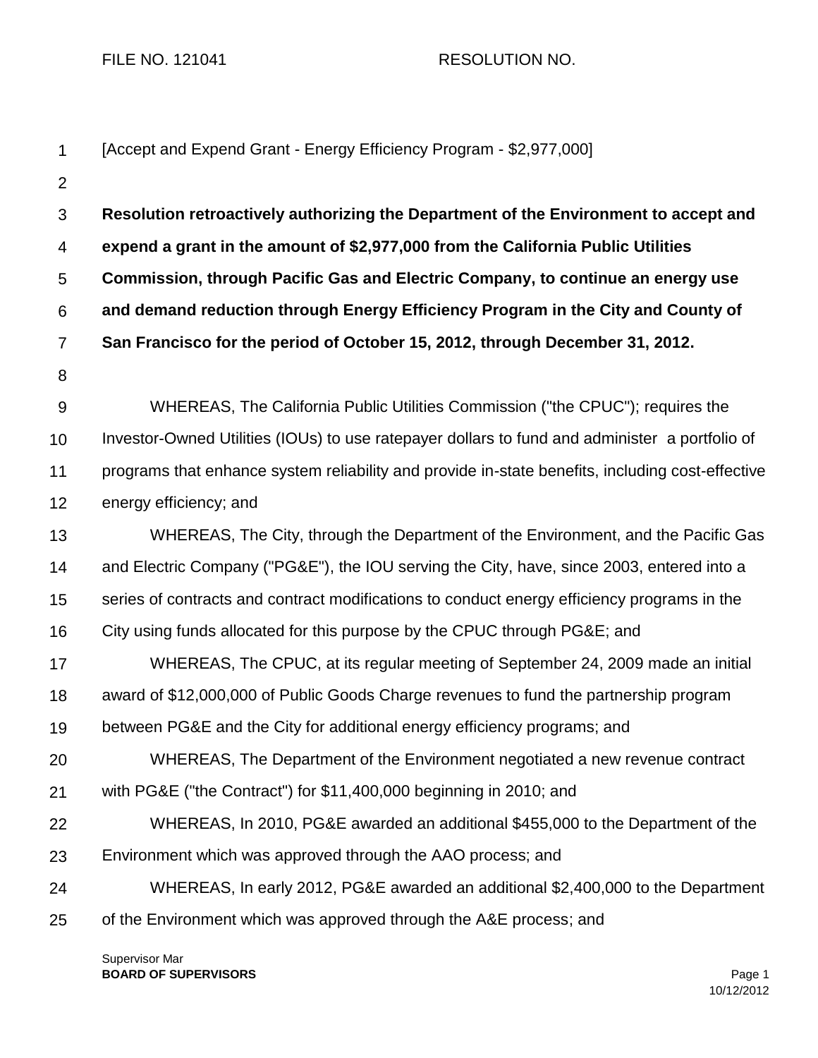FILE NO. 121041 RESOLUTION NO.

[Accept and Expend Grant - Energy Efficiency Program - $2,977,000]

**Resolution retroactively authorizing the Department of the Environment to accept and expend a grant in the amount of $2,977,000 from the California Public Utilities Commission, through Pacific Gas and Electric Company, to continue an energy use and demand reduction through Energy Efficiency Program in the City and County of San Francisco for the period of October 15, 2012, through December 31, 2012.**

WHEREAS, The California Public Utilities Commission ("the CPUC"); requires the Investor-Owned Utilities (IOUs) to use ratepayer dollars to fund and administer a portfolio of programs that enhance system reliability and provide in-state benefits, including cost-effective energy efficiency; and

WHEREAS, The City, through the Department of the Environment, and the Pacific Gas and Electric Company ("PG&E"), the IOU serving the City, have, since 2003, entered into a series of contracts and contract modifications to conduct energy efficiency programs in the City using funds allocated for this purpose by the CPUC through PG&E; and

WHEREAS, The CPUC, at its regular meeting of September 24, 2009 made an initial award of $12,000,000 of Public Goods Charge revenues to fund the partnership program between PG&E and the City for additional energy efficiency programs; and

WHEREAS, The Department of the Environment negotiated a new revenue contract with PG&E ("the Contract") for $11,400,000 beginning in 2010; and

WHEREAS, In 2010, PG&E awarded an additional $455,000 to the Department of the Environment which was approved through the AAO process; and

WHEREAS, In early 2012, PG&E awarded an additional $2,400,000 to the Department of the Environment which was approved through the A&E process; and

Supervisor Mar
**BOARD OF SUPERVISORS**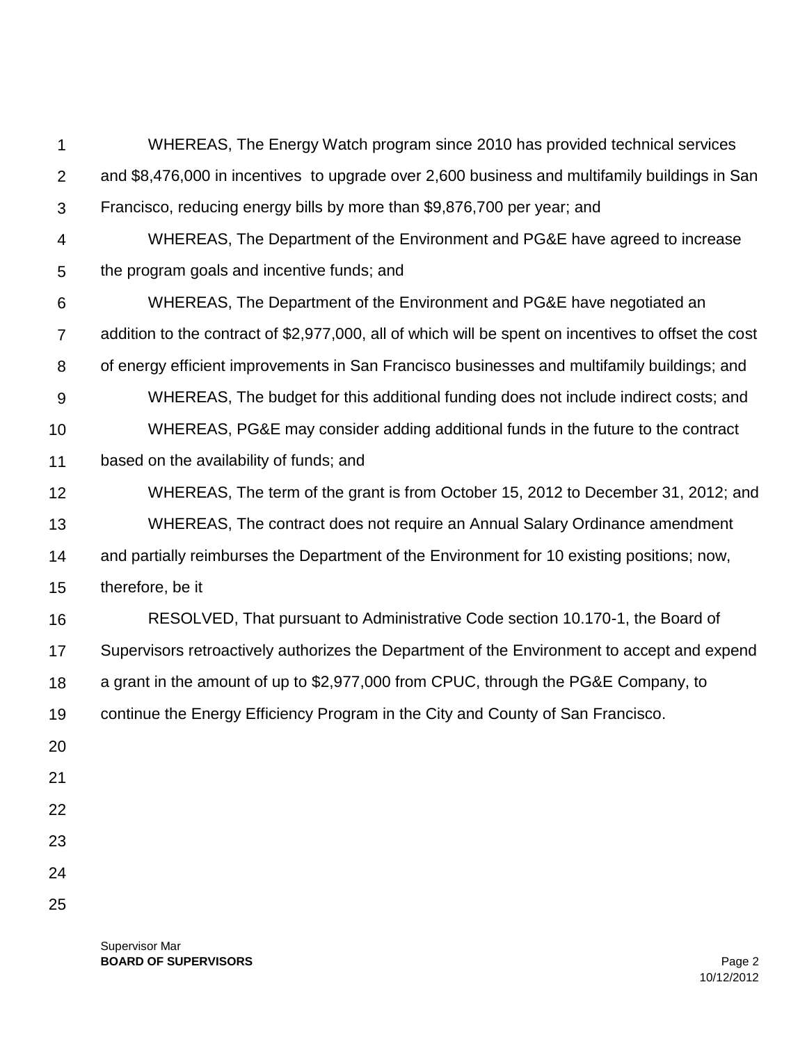WHEREAS, The Energy Watch program since 2010 has provided technical services and $8,476,000 in incentives to upgrade over 2,600 business and multifamily buildings in San Francisco, reducing energy bills by more than $9,876,700 per year; and

WHEREAS, The Department of the Environment and PG&E have agreed to increase the program goals and incentive funds; and

WHEREAS, The Department of the Environment and PG&E have negotiated an addition to the contract of $2,977,000, all of which will be spent on incentives to offset the cost of energy efficient improvements in San Francisco businesses and multifamily buildings; and

WHEREAS, The budget for this additional funding does not include indirect costs; and

WHEREAS, PG&E may consider adding additional funds in the future to the contract based on the availability of funds; and

WHEREAS, The term of the grant is from October 15, 2012 to December 31, 2012; and

WHEREAS, The contract does not require an Annual Salary Ordinance amendment and partially reimburses the Department of the Environment for 10 existing positions; now, therefore, be it

RESOLVED, That pursuant to Administrative Code section 10.170-1, the Board of Supervisors retroactively authorizes the Department of the Environment to accept and expend a grant in the amount of up to $2,977,000 from CPUC, through the PG&E Company, to continue the Energy Efficiency Program in the City and County of San Francisco.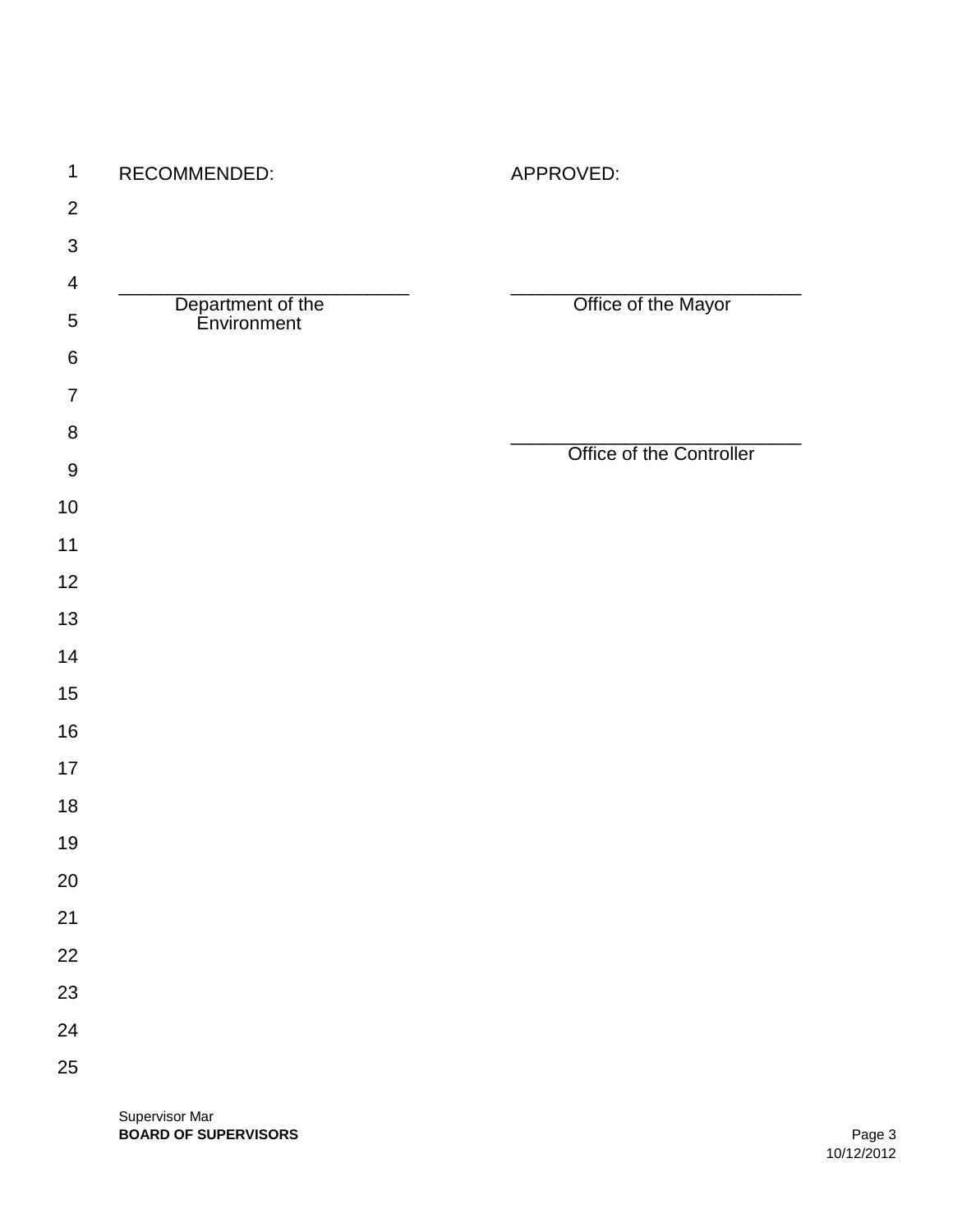RECOMMENDED:

\_\_\_\_\_\_\_\_\_\_\_\_\_\_\_\_\_\_\_\_\_\_\_\_\_\_\_\_
Department of the Environment

APPROVED:

\_\_\_\_\_\_\_\_\_\_\_\_\_\_\_\_\_\_\_\_\_\_\_\_\_\_\_\_
Office of the Mayor

\_\_\_\_\_\_\_\_\_\_\_\_\_\_\_\_\_\_\_\_\_\_\_\_\_\_\_\_
Office of the Controller